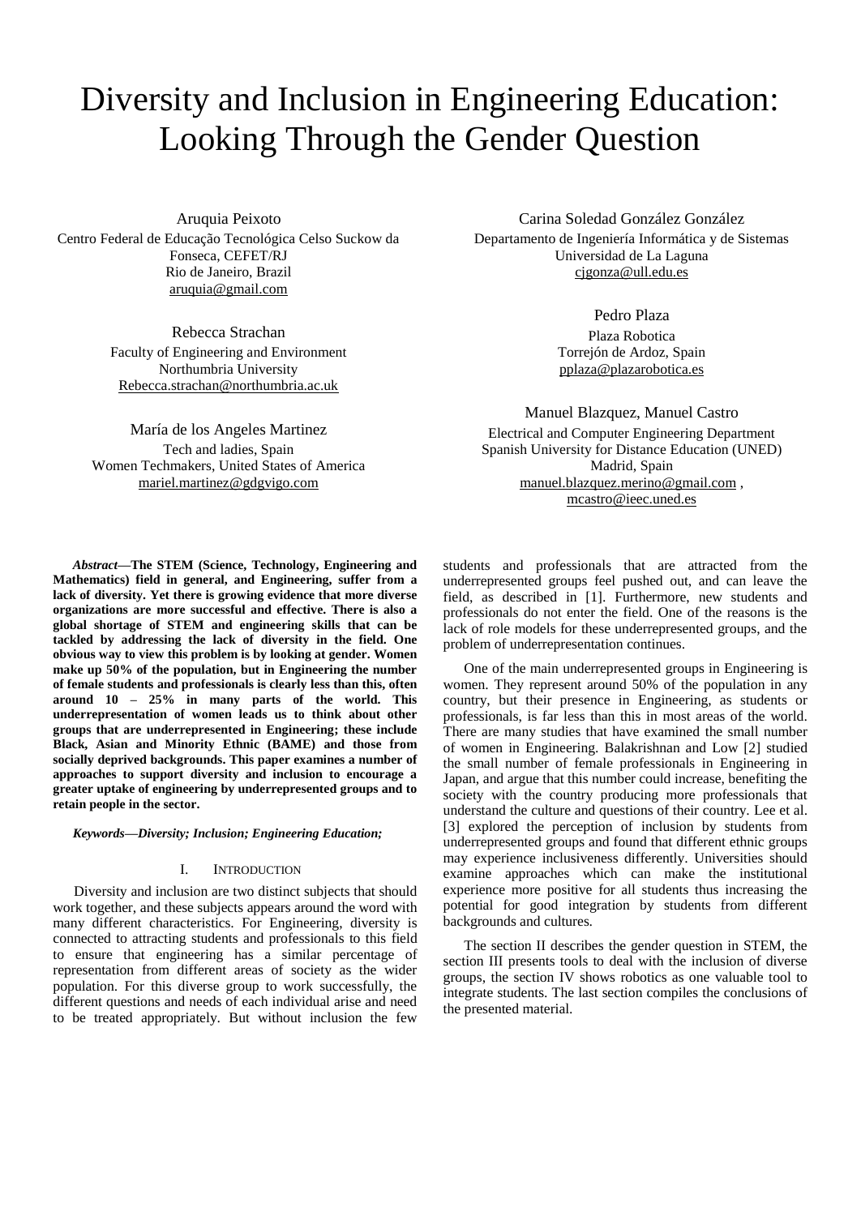# Diversity and Inclusion in Engineering Education: Looking Through the Gender Question

Aruquia Peixoto
Centro Federal de Educação Tecnológica Celso Suckow da Fonseca, CEFET/RJ
Rio de Janeiro, Brazil
aruquia@gmail.com

Rebecca Strachan
Faculty of Engineering and Environment
Northumbria University
Rebecca.strachan@northumbria.ac.uk

María de los Angeles Martinez
Tech and ladies, Spain
Women Techmakers, United States of America
mariel.martinez@gdgvigo.com

Carina Soledad González González
Departamento de Ingeniería Informática y de Sistemas
Universidad de La Laguna
cjgonza@ull.edu.es

Pedro Plaza
Plaza Robotica
Torrejón de Ardoz, Spain
pplaza@plazarobotica.es

Manuel Blazquez, Manuel Castro
Electrical and Computer Engineering Department
Spanish University for Distance Education (UNED)
Madrid, Spain
manuel.blazquez.merino@gmail.com , mcastro@ieec.uned.es

***Abstract*—The STEM (Science, Technology, Engineering and Mathematics) field in general, and Engineering, suffer from a lack of diversity. Yet there is growing evidence that more diverse organizations are more successful and effective. There is also a global shortage of STEM and engineering skills that can be tackled by addressing the lack of diversity in the field. One obvious way to view this problem is by looking at gender. Women make up 50% of the population, but in Engineering the number of female students and professionals is clearly less than this, often around 10 – 25% in many parts of the world. This underrepresentation of women leads us to think about other groups that are underrepresented in Engineering; these include Black, Asian and Minority Ethnic (BAME) and those from socially deprived backgrounds. This paper examines a number of approaches to support diversity and inclusion to encourage a greater uptake of engineering by underrepresented groups and to retain people in the sector.**

***Keywords—Diversity; Inclusion; Engineering Education;***

## I. Introduction

Diversity and inclusion are two distinct subjects that should work together, and these subjects appears around the word with many different characteristics. For Engineering, diversity is connected to attracting students and professionals to this field to ensure that engineering has a similar percentage of representation from different areas of society as the wider population. For this diverse group to work successfully, the different questions and needs of each individual arise and need to be treated appropriately. But without inclusion the few students and professionals that are attracted from the underrepresented groups feel pushed out, and can leave the field, as described in [1]. Furthermore, new students and professionals do not enter the field. One of the reasons is the lack of role models for these underrepresented groups, and the problem of underrepresentation continues.

One of the main underrepresented groups in Engineering is women. They represent around 50% of the population in any country, but their presence in Engineering, as students or professionals, is far less than this in most areas of the world. There are many studies that have examined the small number of women in Engineering. Balakrishnan and Low [2] studied the small number of female professionals in Engineering in Japan, and argue that this number could increase, benefiting the society with the country producing more professionals that understand the culture and questions of their country. Lee et al. [3] explored the perception of inclusion by students from underrepresented groups and found that different ethnic groups may experience inclusiveness differently. Universities should examine approaches which can make the institutional experience more positive for all students thus increasing the potential for good integration by students from different backgrounds and cultures.

The section II describes the gender question in STEM, the section III presents tools to deal with the inclusion of diverse groups, the section IV shows robotics as one valuable tool to integrate students. The last section compiles the conclusions of the presented material.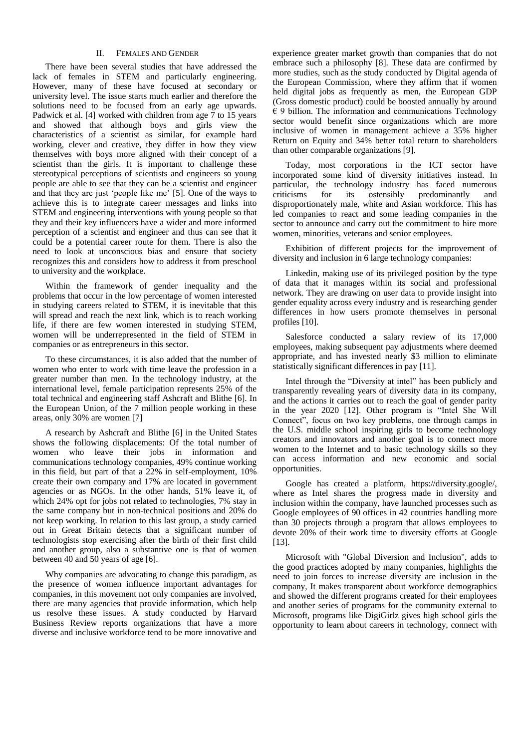## II. Females and Gender

There have been several studies that have addressed the lack of females in STEM and particularly engineering. However, many of these have focused at secondary or university level. The issue starts much earlier and therefore the solutions need to be focused from an early age upwards. Padwick et al. [4] worked with children from age 7 to 15 years and showed that although boys and girls view the characteristics of a scientist as similar, for example hard working, clever and creative, they differ in how they view themselves with boys more aligned with their concept of a scientist than the girls. It is important to challenge these stereotypical perceptions of scientists and engineers so young people are able to see that they can be a scientist and engineer and that they are just 'people like me' [5]. One of the ways to achieve this is to integrate career messages and links into STEM and engineering interventions with young people so that they and their key influencers have a wider and more informed perception of a scientist and engineer and thus can see that it could be a potential career route for them. There is also the need to look at unconscious bias and ensure that society recognizes this and considers how to address it from preschool to university and the workplace.

Within the framework of gender inequality and the problems that occur in the low percentage of women interested in studying careers related to STEM, it is inevitable that this will spread and reach the next link, which is to reach working life, if there are few women interested in studying STEM, women will be underrepresented in the field of STEM in companies or as entrepreneurs in this sector.

To these circumstances, it is also added that the number of women who enter to work with time leave the profession in a greater number than men. In the technology industry, at the international level, female participation represents 25% of the total technical and engineering staff Ashcraft and Blithe [6]. In the European Union, of the 7 million people working in these areas, only 30% are women [7]

A research by Ashcraft and Blithe [6] in the United States shows the following displacements: Of the total number of women who leave their jobs in information and communications technology companies, 49% continue working in this field, but part of that a 22% in self-employment, 10% create their own company and 17% are located in government agencies or as NGOs. In the other hands, 51% leave it, of which 24% opt for jobs not related to technologies, 7% stay in the same company but in non-technical positions and 20% do not keep working. In relation to this last group, a study carried out in Great Britain detects that a significant number of technologists stop exercising after the birth of their first child and another group, also a substantive one is that of women between 40 and 50 years of age [6].

Why companies are advocating to change this paradigm, as the presence of women influence important advantages for companies, in this movement not only companies are involved, there are many agencies that provide information, which help us resolve these issues. A study conducted by Harvard Business Review reports organizations that have a more diverse and inclusive workforce tend to be more innovative and experience greater market growth than companies that do not embrace such a philosophy [8]. These data are confirmed by more studies, such as the study conducted by Digital agenda of the European Commission, where they affirm that if women held digital jobs as frequently as men, the European GDP (Gross domestic product) could be boosted annually by around € 9 billion. The information and communications Technology sector would benefit since organizations which are more inclusive of women in management achieve a 35% higher Return on Equity and 34% better total return to shareholders than other comparable organizations [9].

Today, most corporations in the ICT sector have incorporated some kind of diversity initiatives instead. In particular, the technology industry has faced numerous criticisms for its ostensibly predominantly and disproportionately male, white and Asian workforce. This has led companies to react and some leading companies in the sector to announce and carry out the commitment to hire more women, minorities, veterans and senior employees.

Exhibition of different projects for the improvement of diversity and inclusion in 6 large technology companies:

Linkedin, making use of its privileged position by the type of data that it manages within its social and professional network. They are drawing on user data to provide insight into gender equality across every industry and is researching gender differences in how users promote themselves in personal profiles [10].

Salesforce conducted a salary review of its 17,000 employees, making subsequent pay adjustments where deemed appropriate, and has invested nearly $3 million to eliminate statistically significant differences in pay [11].

Intel through the "Diversity at intel" has been publicly and transparently revealing years of diversity data in its company, and the actions it carries out to reach the goal of gender parity in the year 2020 [12]. Other program is "Intel She Will Connect", focus on two key problems, one through camps in the U.S. middle school inspiring girls to become technology creators and innovators and another goal is to connect more women to the Internet and to basic technology skills so they can access information and new economic and social opportunities.

Google has created a platform, https://diversity.google/, where as Intel shares the progress made in diversity and inclusion within the company, have launched processes such as Google employees of 90 offices in 42 countries handling more than 30 projects through a program that allows employees to devote 20% of their work time to diversity efforts at Google [13].

Microsoft with "Global Diversion and Inclusion", adds to the good practices adopted by many companies, highlights the need to join forces to increase diversity are inclusion in the company, It makes transparent about workforce demographics and showed the different programs created for their employees and another series of programs for the community external to Microsoft, programs like DigiGirlz gives high school girls the opportunity to learn about careers in technology, connect with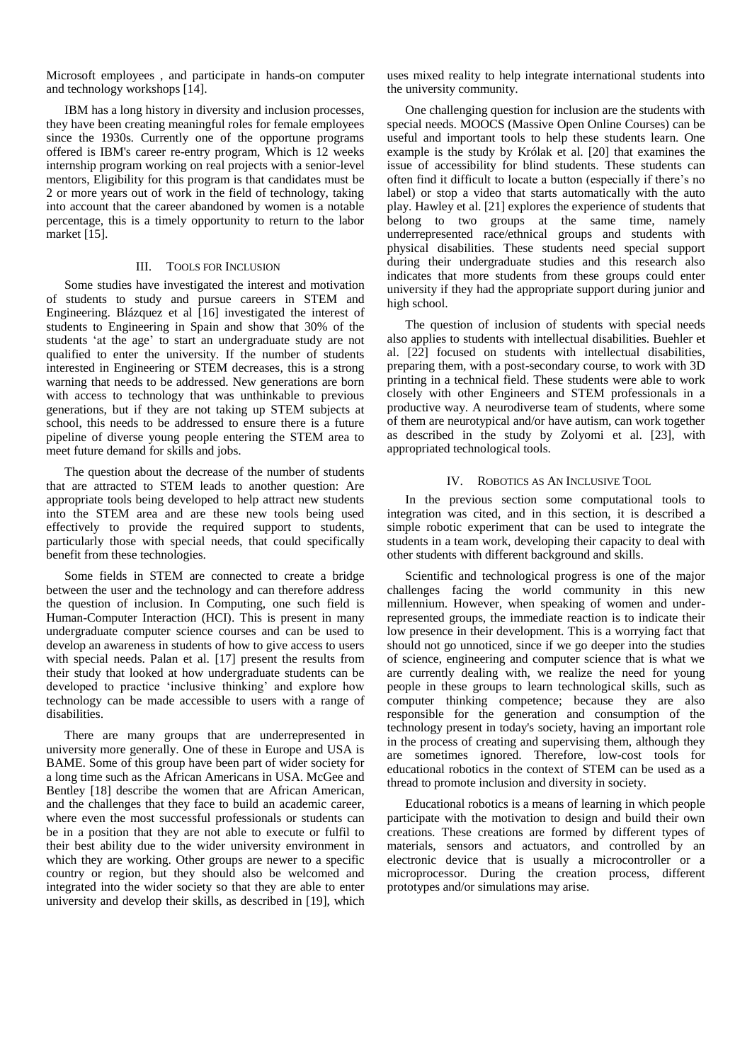Microsoft employees , and participate in hands-on computer and technology workshops [14].

IBM has a long history in diversity and inclusion processes, they have been creating meaningful roles for female employees since the 1930s. Currently one of the opportune programs offered is IBM's career re-entry program, Which is 12 weeks internship program working on real projects with a senior-level mentors, Eligibility for this program is that candidates must be 2 or more years out of work in the field of technology, taking into account that the career abandoned by women is a notable percentage, this is a timely opportunity to return to the labor market [15].

## III. Tools for Inclusion

Some studies have investigated the interest and motivation of students to study and pursue careers in STEM and Engineering. Blázquez et al [16] investigated the interest of students to Engineering in Spain and show that 30% of the students 'at the age' to start an undergraduate study are not qualified to enter the university. If the number of students interested in Engineering or STEM decreases, this is a strong warning that needs to be addressed. New generations are born with access to technology that was unthinkable to previous generations, but if they are not taking up STEM subjects at school, this needs to be addressed to ensure there is a future pipeline of diverse young people entering the STEM area to meet future demand for skills and jobs.

The question about the decrease of the number of students that are attracted to STEM leads to another question: Are appropriate tools being developed to help attract new students into the STEM area and are these new tools being used effectively to provide the required support to students, particularly those with special needs, that could specifically benefit from these technologies.

Some fields in STEM are connected to create a bridge between the user and the technology and can therefore address the question of inclusion. In Computing, one such field is Human-Computer Interaction (HCI). This is present in many undergraduate computer science courses and can be used to develop an awareness in students of how to give access to users with special needs. Palan et al. [17] present the results from their study that looked at how undergraduate students can be developed to practice 'inclusive thinking' and explore how technology can be made accessible to users with a range of disabilities.

There are many groups that are underrepresented in university more generally. One of these in Europe and USA is BAME. Some of this group have been part of wider society for a long time such as the African Americans in USA. McGee and Bentley [18] describe the women that are African American, and the challenges that they face to build an academic career, where even the most successful professionals or students can be in a position that they are not able to execute or fulfil to their best ability due to the wider university environment in which they are working. Other groups are newer to a specific country or region, but they should also be welcomed and integrated into the wider society so that they are able to enter university and develop their skills, as described in [19], which uses mixed reality to help integrate international students into the university community.

One challenging question for inclusion are the students with special needs. MOOCS (Massive Open Online Courses) can be useful and important tools to help these students learn. One example is the study by Królak et al. [20] that examines the issue of accessibility for blind students. These students can often find it difficult to locate a button (especially if there's no label) or stop a video that starts automatically with the auto play. Hawley et al. [21] explores the experience of students that belong to two groups at the same time, namely underrepresented race/ethnical groups and students with physical disabilities. These students need special support during their undergraduate studies and this research also indicates that more students from these groups could enter university if they had the appropriate support during junior and high school.

The question of inclusion of students with special needs also applies to students with intellectual disabilities. Buehler et al. [22] focused on students with intellectual disabilities, preparing them, with a post-secondary course, to work with 3D printing in a technical field. These students were able to work closely with other Engineers and STEM professionals in a productive way. A neurodiverse team of students, where some of them are neurotypical and/or have autism, can work together as described in the study by Zolyomi et al. [23], with appropriated technological tools.

## IV. Robotics as An Inclusive Tool

In the previous section some computational tools to integration was cited, and in this section, it is described a simple robotic experiment that can be used to integrate the students in a team work, developing their capacity to deal with other students with different background and skills.

Scientific and technological progress is one of the major challenges facing the world community in this new millennium. However, when speaking of women and under-represented groups, the immediate reaction is to indicate their low presence in their development. This is a worrying fact that should not go unnoticed, since if we go deeper into the studies of science, engineering and computer science that is what we are currently dealing with, we realize the need for young people in these groups to learn technological skills, such as computer thinking competence; because they are also responsible for the generation and consumption of the technology present in today's society, having an important role in the process of creating and supervising them, although they are sometimes ignored. Therefore, low-cost tools for educational robotics in the context of STEM can be used as a thread to promote inclusion and diversity in society.

Educational robotics is a means of learning in which people participate with the motivation to design and build their own creations. These creations are formed by different types of materials, sensors and actuators, and controlled by an electronic device that is usually a microcontroller or a microprocessor. During the creation process, different prototypes and/or simulations may arise.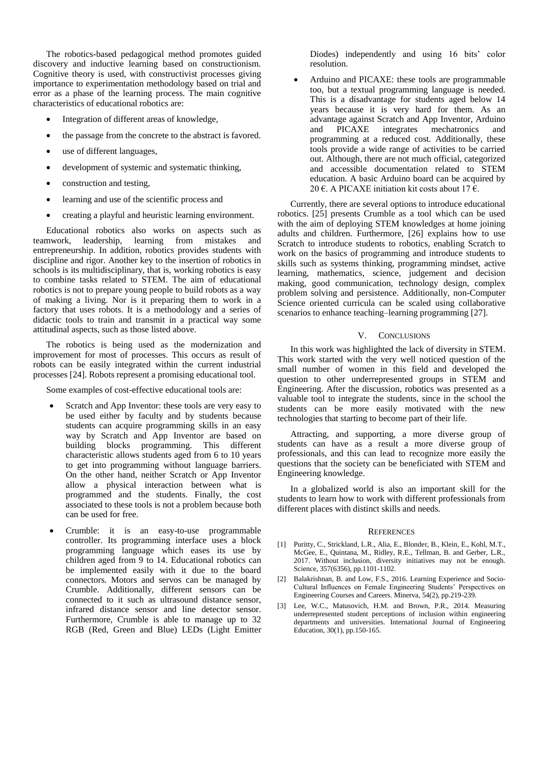The robotics-based pedagogical method promotes guided discovery and inductive learning based on constructionism. Cognitive theory is used, with constructivist processes giving importance to experimentation methodology based on trial and error as a phase of the learning process. The main cognitive characteristics of educational robotics are:

- Integration of different areas of knowledge,
- the passage from the concrete to the abstract is favored.
- use of different languages,
- development of systemic and systematic thinking,
- construction and testing,
- learning and use of the scientific process and
- creating a playful and heuristic learning environment.

Educational robotics also works on aspects such as teamwork, leadership, learning from mistakes and entrepreneurship. In addition, robotics provides students with discipline and rigor. Another key to the insertion of robotics in schools is its multidisciplinary, that is, working robotics is easy to combine tasks related to STEM. The aim of educational robotics is not to prepare young people to build robots as a way of making a living. Nor is it preparing them to work in a factory that uses robots. It is a methodology and a series of didactic tools to train and transmit in a practical way some attitudinal aspects, such as those listed above.

The robotics is being used as the modernization and improvement for most of processes. This occurs as result of robots can be easily integrated within the current industrial processes [24]. Robots represent a promising educational tool.

Some examples of cost-effective educational tools are:

- Scratch and App Inventor: these tools are very easy to be used either by faculty and by students because students can acquire programming skills in an easy way by Scratch and App Inventor are based on building blocks programming. This different characteristic allows students aged from 6 to 10 years to get into programming without language barriers. On the other hand, neither Scratch or App Inventor allow a physical interaction between what is programmed and the students. Finally, the cost associated to these tools is not a problem because both can be used for free.
- Crumble: it is an easy-to-use programmable controller. Its programming interface uses a block programming language which eases its use by children aged from 9 to 14. Educational robotics can be implemented easily with it due to the board connectors. Motors and servos can be managed by Crumble. Additionally, different sensors can be connected to it such as ultrasound distance sensor, infrared distance sensor and line detector sensor. Furthermore, Crumble is able to manage up to 32 RGB (Red, Green and Blue) LEDs (Light Emitter Diodes) independently and using 16 bits' color resolution.
- Arduino and PICAXE: these tools are programmable too, but a textual programming language is needed. This is a disadvantage for students aged below 14 years because it is very hard for them. As an advantage against Scratch and App Inventor, Arduino and PICAXE integrates mechatronics and programming at a reduced cost. Additionally, these tools provide a wide range of activities to be carried out. Although, there are not much official, categorized and accessible documentation related to STEM education. A basic Arduino board can be acquired by 20 €. A PICAXE initiation kit costs about 17 €.

Currently, there are several options to introduce educational robotics. [25] presents Crumble as a tool which can be used with the aim of deploying STEM knowledges at home joining adults and children. Furthermore, [26] explains how to use Scratch to introduce students to robotics, enabling Scratch to work on the basics of programming and introduce students to skills such as systems thinking, programming mindset, active learning, mathematics, science, judgement and decision making, good communication, technology design, complex problem solving and persistence. Additionally, non-Computer Science oriented curricula can be scaled using collaborative scenarios to enhance teaching–learning programming [27].

## V. Conclusions

In this work was highlighted the lack of diversity in STEM. This work started with the very well noticed question of the small number of women in this field and developed the question to other underrepresented groups in STEM and Engineering. After the discussion, robotics was presented as a valuable tool to integrate the students, since in the school the students can be more easily motivated with the new technologies that starting to become part of their life.

Attracting, and supporting, a more diverse group of students can have as a result a more diverse group of professionals, and this can lead to recognize more easily the questions that the society can be beneficiated with STEM and Engineering knowledge.

In a globalized world is also an important skill for the students to learn how to work with different professionals from different places with distinct skills and needs.

## References

[1] Puritty, C., Strickland, L.R., Alia, E., Blonder, B., Klein, E., Kohl, M.T., McGee, E., Quintana, M., Ridley, R.E., Tellman, B. and Gerber, L.R., 2017. Without inclusion, diversity initiatives may not be enough. Science, 357(6356), pp.1101-1102.

[2] Balakrishnan, B. and Low, F.S., 2016. Learning Experience and Socio-Cultural Influences on Female Engineering Students' Perspectives on Engineering Courses and Careers. Minerva, 54(2), pp.219-239.

[3] Lee, W.C., Matusovich, H.M. and Brown, P.R., 2014. Measuring underrepresented student perceptions of inclusion within engineering departments and universities. International Journal of Engineering Education, 30(1), pp.150-165.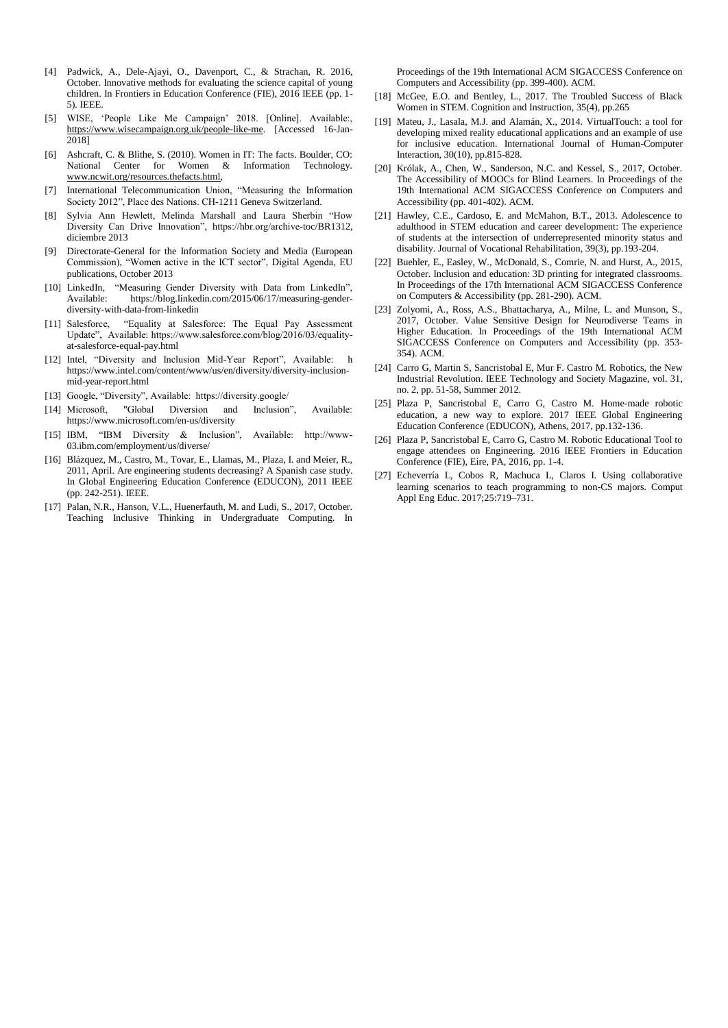[4] Padwick, A., Dele-Ajayi, O., Davenport, C., & Strachan, R. 2016, October. Innovative methods for evaluating the science capital of young children. In Frontiers in Education Conference (FIE), 2016 IEEE (pp. 1-5). IEEE.

[5] WISE, 'People Like Me Campaign' 2018. [Online]. Available:, https://www.wisecampaign.org.uk/people-like-me. [Accessed 16-Jan-2018]

[6] Ashcraft, C. & Blithe, S. (2010). Women in IT: The facts. Boulder, CO: National Center for Women & Information Technology. www.ncwit.org/resources.thefacts.html,

[7] International Telecommunication Union, "Measuring the Information Society 2012", Place des Nations. CH-1211 Geneva Switzerland.

[8] Sylvia Ann Hewlett, Melinda Marshall and Laura Sherbin "How Diversity Can Drive Innovation", https://hbr.org/archive-toc/BR1312, diciembre 2013

[9] Directorate-General for the Information Society and Media (European Commission), "Women active in the ICT sector", Digital Agenda, EU publications, October 2013

[10] LinkedIn, "Measuring Gender Diversity with Data from LinkedIn", Available: https://blog.linkedin.com/2015/06/17/measuring-gender-diversity-with-data-from-linkedin

[11] Salesforce, "Equality at Salesforce: The Equal Pay Assessment Update", Available: https://www.salesforce.com/blog/2016/03/equality-at-salesforce-equal-pay.html

[12] Intel, "Diversity and Inclusion Mid-Year Report", Available: h https://www.intel.com/content/www/us/en/diversity/diversity-inclusion-mid-year-report.html

[13] Google, "Diversity", Available: https://diversity.google/

[14] Microsoft, "Global Diversion and Inclusion", Available: https://www.microsoft.com/en-us/diversity

[15] IBM, "IBM Diversity & Inclusion", Available: http://www-03.ibm.com/employment/us/diverse/

[16] Blázquez, M., Castro, M., Tovar, E., Llamas, M., Plaza, I. and Meier, R., 2011, April. Are engineering students decreasing? A Spanish case study. In Global Engineering Education Conference (EDUCON), 2011 IEEE (pp. 242-251). IEEE.

[17] Palan, N.R., Hanson, V.L., Huenerfauth, M. and Ludi, S., 2017, October. Teaching Inclusive Thinking in Undergraduate Computing. In Proceedings of the 19th International ACM SIGACCESS Conference on Computers and Accessibility (pp. 399-400). ACM.

[18] McGee, E.O. and Bentley, L., 2017. The Troubled Success of Black Women in STEM. Cognition and Instruction, 35(4), pp.265

[19] Mateu, J., Lasala, M.J. and Alamán, X., 2014. VirtualTouch: a tool for developing mixed reality educational applications and an example of use for inclusive education. International Journal of Human-Computer Interaction, 30(10), pp.815-828.

[20] Królak, A., Chen, W., Sanderson, N.C. and Kessel, S., 2017, October. The Accessibility of MOOCs for Blind Learners. In Proceedings of the 19th International ACM SIGACCESS Conference on Computers and Accessibility (pp. 401-402). ACM.

[21] Hawley, C.E., Cardoso, E. and McMahon, B.T., 2013. Adolescence to adulthood in STEM education and career development: The experience of students at the intersection of underrepresented minority status and disability. Journal of Vocational Rehabilitation, 39(3), pp.193-204.

[22] Buehler, E., Easley, W., McDonald, S., Comrie, N. and Hurst, A., 2015, October. Inclusion and education: 3D printing for integrated classrooms. In Proceedings of the 17th International ACM SIGACCESS Conference on Computers & Accessibility (pp. 281-290). ACM.

[23] Zolyomi, A., Ross, A.S., Bhattacharya, A., Milne, L. and Munson, S., 2017, October. Value Sensitive Design for Neurodiverse Teams in Higher Education. In Proceedings of the 19th International ACM SIGACCESS Conference on Computers and Accessibility (pp. 353-354). ACM.

[24] Carro G, Martin S, Sancristobal E, Mur F. Castro M. Robotics, the New Industrial Revolution. IEEE Technology and Society Magazine, vol. 31, no. 2, pp. 51-58, Summer 2012.

[25] Plaza P, Sancristobal E, Carro G, Castro M. Home-made robotic education, a new way to explore. 2017 IEEE Global Engineering Education Conference (EDUCON), Athens, 2017, pp.132-136.

[26] Plaza P, Sancristobal E, Carro G, Castro M. Robotic Educational Tool to engage attendees on Engineering. 2016 IEEE Frontiers in Education Conference (FIE), Eire, PA, 2016, pp. 1-4.

[27] Echeverría L, Cobos R, Machuca L, Claros I. Using collaborative learning scenarios to teach programming to non-CS majors. Comput Appl Eng Educ. 2017;25:719–731.